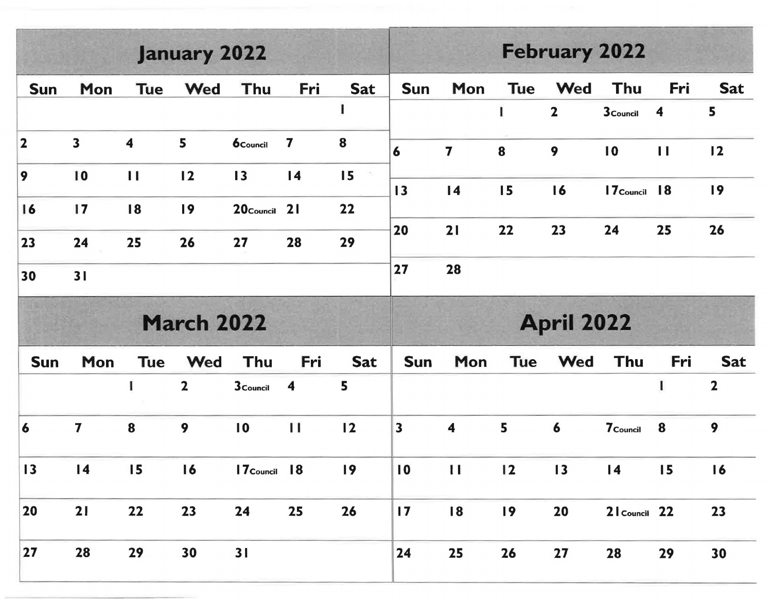## January 2022

| Sun | Mon | Tue | Wed | Thu | Fri | Sat |
|---|---|---|---|---|---|---|
| | | | | | | 1 |
| 2 | 3 | 4 | 5 | 6 Council | 7 | 8 |
| 9 | 10 | 11 | 12 | 13 | 14 | 15 |
| 16 | 17 | 18 | 19 | 20 Council | 21 | 22 |
| 23 | 24 | 25 | 26 | 27 | 28 | 29 |
| 30 | 31 | | | | | |

## February 2022

| Sun | Mon | Tue | Wed | Thu | Fri | Sat |
|---|---|---|---|---|---|---|
| | | 1 | 2 | 3 Council | 4 | 5 |
| 6 | 7 | 8 | 9 | 10 | 11 | 12 |
| 13 | 14 | 15 | 16 | 17 Council | 18 | 19 |
| 20 | 21 | 22 | 23 | 24 | 25 | 26 |
| 27 | 28 | | | | | |

## March 2022

| Sun | Mon | Tue | Wed | Thu | Fri | Sat |
|---|---|---|---|---|---|---|
| | | 1 | 2 | 3 Council | 4 | 5 |
| 6 | 7 | 8 | 9 | 10 | 11 | 12 |
| 13 | 14 | 15 | 16 | 17 Council | 18 | 19 |
| 20 | 21 | 22 | 23 | 24 | 25 | 26 |
| 27 | 28 | 29 | 30 | 31 | | |

## April 2022

| Sun | Mon | Tue | Wed | Thu | Fri | Sat |
|---|---|---|---|---|---|---|
| | | | | | 1 | 2 |
| 3 | 4 | 5 | 6 | 7 Council | 8 | 9 |
| 10 | 11 | 12 | 13 | 14 | 15 | 16 |
| 17 | 18 | 19 | 20 | 21 Council | 22 | 23 |
| 24 | 25 | 26 | 27 | 28 | 29 | 30 |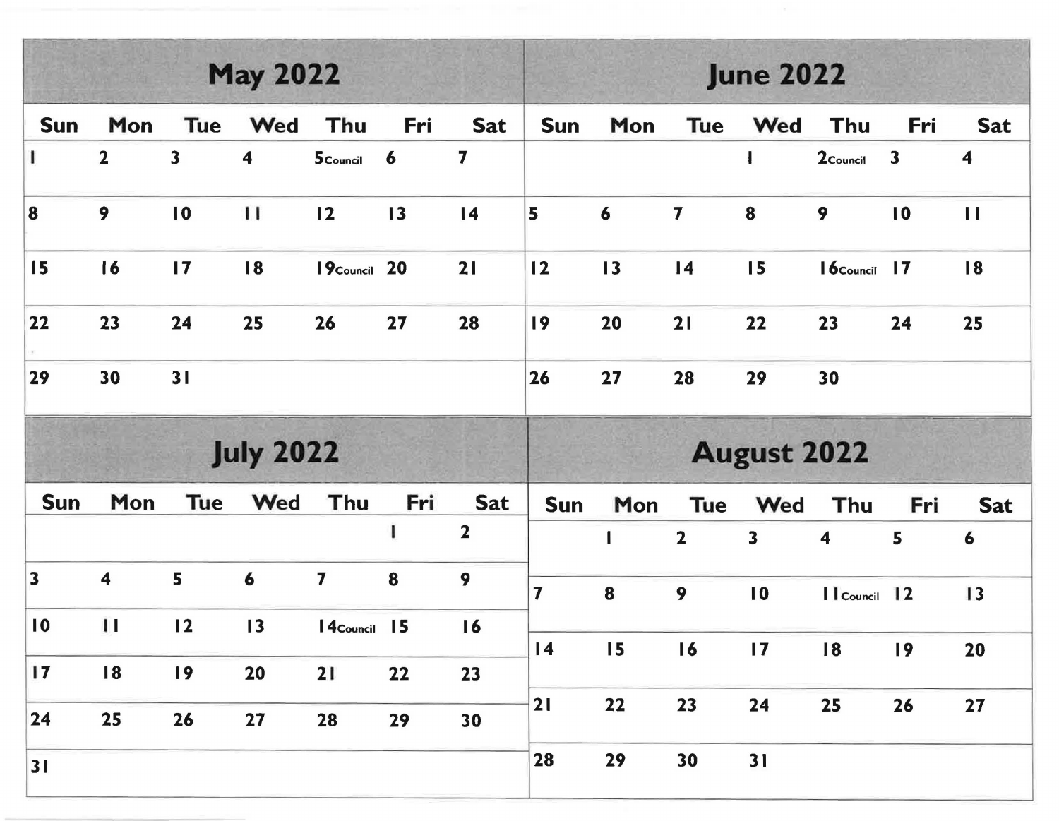## May 2022

| Sun | Mon | Tue | Wed | Thu | Fri | Sat |
|---|---|---|---|---|---|---|
| 1 | 2 | 3 | 4 | 5 Council | 6 | 7 |
| 8 | 9 | 10 | 11 | 12 | 13 | 14 |
| 15 | 16 | 17 | 18 | 19 Council | 20 | 21 |
| 22 | 23 | 24 | 25 | 26 | 27 | 28 |
| 29 | 30 | 31 | | | | |

## June 2022

| Sun | Mon | Tue | Wed | Thu | Fri | Sat |
|---|---|---|---|---|---|---|
| | | | 1 | 2 Council | 3 | 4 |
| 5 | 6 | 7 | 8 | 9 | 10 | 11 |
| 12 | 13 | 14 | 15 | 16 Council | 17 | 18 |
| 19 | 20 | 21 | 22 | 23 | 24 | 25 |
| 26 | 27 | 28 | 29 | 30 | | |

## July 2022

| Sun | Mon | Tue | Wed | Thu | Fri | Sat |
|---|---|---|---|---|---|---|
| | | | | | 1 | 2 |
| 3 | 4 | 5 | 6 | 7 | 8 | 9 |
| 10 | 11 | 12 | 13 | 14 Council | 15 | 16 |
| 17 | 18 | 19 | 20 | 21 | 22 | 23 |
| 24 | 25 | 26 | 27 | 28 | 29 | 30 |
| 31 | | | | | | |

## August 2022

| Sun | Mon | Tue | Wed | Thu | Fri | Sat |
|---|---|---|---|---|---|---|
| | 1 | 2 | 3 | 4 | 5 | 6 |
| 7 | 8 | 9 | 10 | 11 Council | 12 | 13 |
| 14 | 15 | 16 | 17 | 18 | 19 | 20 |
| 21 | 22 | 23 | 24 | 25 | 26 | 27 |
| 28 | 29 | 30 | 31 | | | |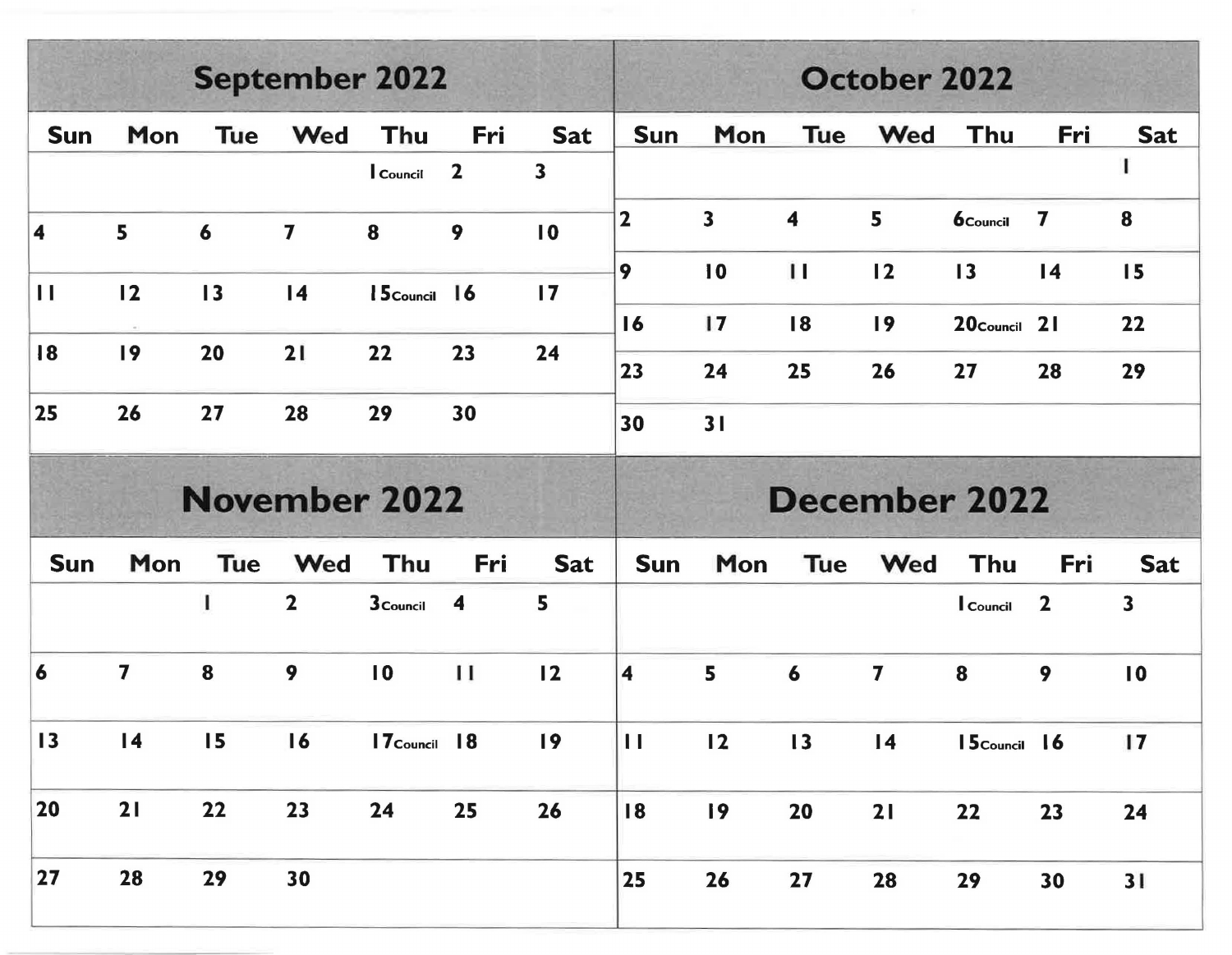## September 2022

| Sun | Mon | Tue | Wed | Thu | Fri | Sat |
|---|---|---|---|---|---|---|
| | | | | 1 Council | 2 | 3 |
| 4 | 5 | 6 | 7 | 8 | 9 | 10 |
| 11 | 12 | 13 | 14 | 15 Council | 16 | 17 |
| 18 | 19 | 20 | 21 | 22 | 23 | 24 |
| 25 | 26 | 27 | 28 | 29 | 30 | |

## October 2022

| Sun | Mon | Tue | Wed | Thu | Fri | Sat |
|---|---|---|---|---|---|---|
| | | | | | | 1 |
| 2 | 3 | 4 | 5 | 6 Council | 7 | 8 |
| 9 | 10 | 11 | 12 | 13 | 14 | 15 |
| 16 | 17 | 18 | 19 | 20 Council | 21 | 22 |
| 23 | 24 | 25 | 26 | 27 | 28 | 29 |
| 30 | 31 | | | | | |

## November 2022

| Sun | Mon | Tue | Wed | Thu | Fri | Sat |
|---|---|---|---|---|---|---|
| | | 1 | 2 | 3 Council | 4 | 5 |
| 6 | 7 | 8 | 9 | 10 | 11 | 12 |
| 13 | 14 | 15 | 16 | 17 Council | 18 | 19 |
| 20 | 21 | 22 | 23 | 24 | 25 | 26 |
| 27 | 28 | 29 | 30 | | | |

## December 2022

| Sun | Mon | Tue | Wed | Thu | Fri | Sat |
|---|---|---|---|---|---|---|
| | | | | 1 Council | 2 | 3 |
| 4 | 5 | 6 | 7 | 8 | 9 | 10 |
| 11 | 12 | 13 | 14 | 15 Council | 16 | 17 |
| 18 | 19 | 20 | 21 | 22 | 23 | 24 |
| 25 | 26 | 27 | 28 | 29 | 30 | 31 |